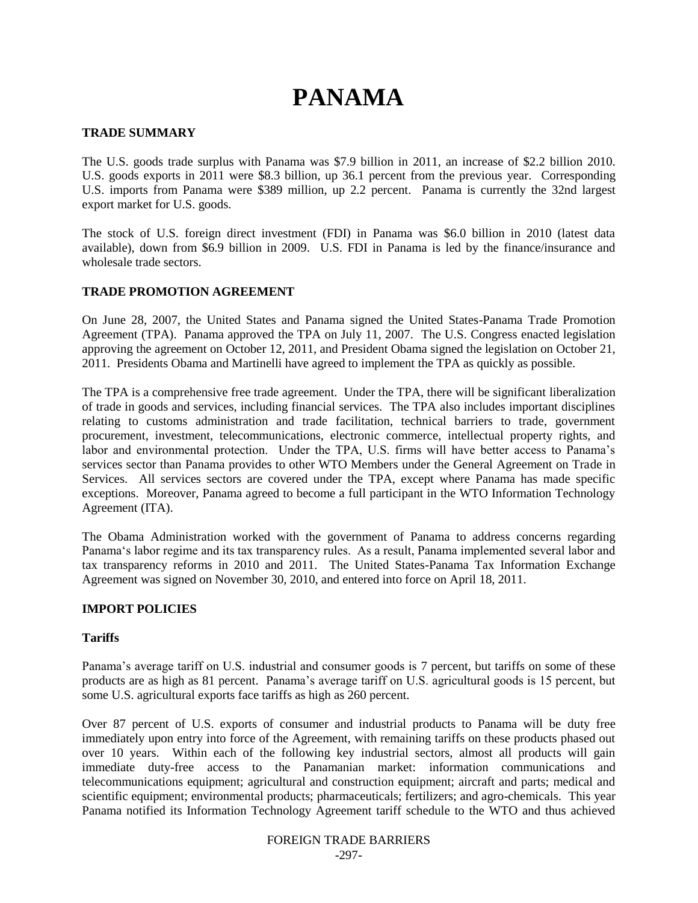# PANAMA

## TRADE SUMMARY

The U.S. goods trade surplus with Panama was $7.9 billion in 2011, an increase of $2.2 billion 2010. U.S. goods exports in 2011 were $8.3 billion, up 36.1 percent from the previous year. Corresponding U.S. imports from Panama were $389 million, up 2.2 percent. Panama is currently the 32nd largest export market for U.S. goods.

The stock of U.S. foreign direct investment (FDI) in Panama was $6.0 billion in 2010 (latest data available), down from $6.9 billion in 2009. U.S. FDI in Panama is led by the finance/insurance and wholesale trade sectors.

## TRADE PROMOTION AGREEMENT

On June 28, 2007, the United States and Panama signed the United States-Panama Trade Promotion Agreement (TPA). Panama approved the TPA on July 11, 2007. The U.S. Congress enacted legislation approving the agreement on October 12, 2011, and President Obama signed the legislation on October 21, 2011. Presidents Obama and Martinelli have agreed to implement the TPA as quickly as possible.

The TPA is a comprehensive free trade agreement. Under the TPA, there will be significant liberalization of trade in goods and services, including financial services. The TPA also includes important disciplines relating to customs administration and trade facilitation, technical barriers to trade, government procurement, investment, telecommunications, electronic commerce, intellectual property rights, and labor and environmental protection. Under the TPA, U.S. firms will have better access to Panama's services sector than Panama provides to other WTO Members under the General Agreement on Trade in Services. All services sectors are covered under the TPA, except where Panama has made specific exceptions. Moreover, Panama agreed to become a full participant in the WTO Information Technology Agreement (ITA).

The Obama Administration worked with the government of Panama to address concerns regarding Panama's labor regime and its tax transparency rules. As a result, Panama implemented several labor and tax transparency reforms in 2010 and 2011. The United States-Panama Tax Information Exchange Agreement was signed on November 30, 2010, and entered into force on April 18, 2011.

## IMPORT POLICIES

### Tariffs

Panama's average tariff on U.S. industrial and consumer goods is 7 percent, but tariffs on some of these products are as high as 81 percent. Panama's average tariff on U.S. agricultural goods is 15 percent, but some U.S. agricultural exports face tariffs as high as 260 percent.

Over 87 percent of U.S. exports of consumer and industrial products to Panama will be duty free immediately upon entry into force of the Agreement, with remaining tariffs on these products phased out over 10 years. Within each of the following key industrial sectors, almost all products will gain immediate duty-free access to the Panamanian market: information communications and telecommunications equipment; agricultural and construction equipment; aircraft and parts; medical and scientific equipment; environmental products; pharmaceuticals; fertilizers; and agro-chemicals. This year Panama notified its Information Technology Agreement tariff schedule to the WTO and thus achieved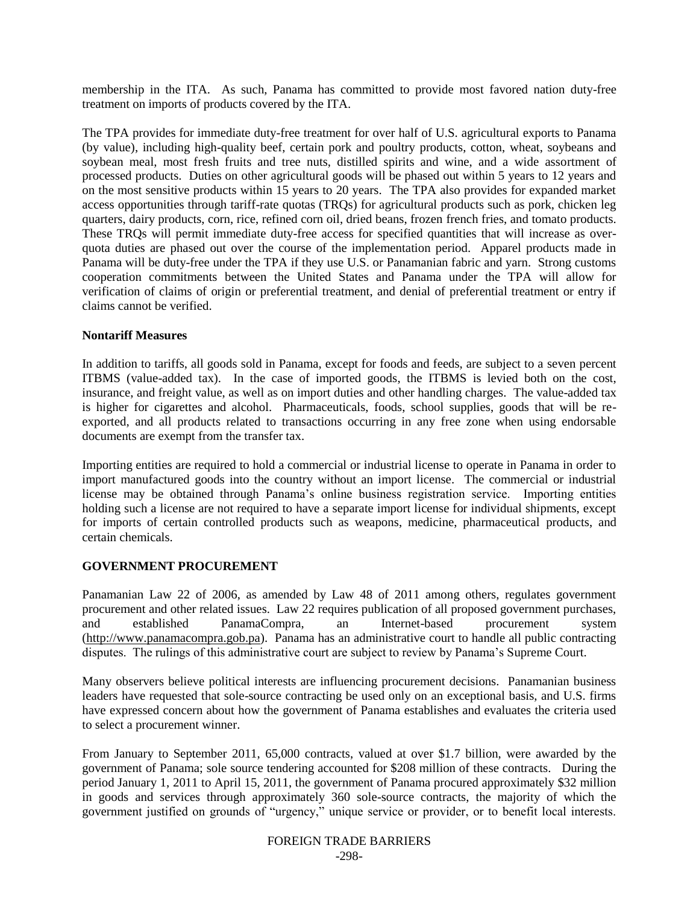membership in the ITA. As such, Panama has committed to provide most favored nation duty-free treatment on imports of products covered by the ITA.

The TPA provides for immediate duty-free treatment for over half of U.S. agricultural exports to Panama (by value), including high-quality beef, certain pork and poultry products, cotton, wheat, soybeans and soybean meal, most fresh fruits and tree nuts, distilled spirits and wine, and a wide assortment of processed products. Duties on other agricultural goods will be phased out within 5 years to 12 years and on the most sensitive products within 15 years to 20 years. The TPA also provides for expanded market access opportunities through tariff-rate quotas (TRQs) for agricultural products such as pork, chicken leg quarters, dairy products, corn, rice, refined corn oil, dried beans, frozen french fries, and tomato products. These TRQs will permit immediate duty-free access for specified quantities that will increase as over-quota duties are phased out over the course of the implementation period. Apparel products made in Panama will be duty-free under the TPA if they use U.S. or Panamanian fabric and yarn. Strong customs cooperation commitments between the United States and Panama under the TPA will allow for verification of claims of origin or preferential treatment, and denial of preferential treatment or entry if claims cannot be verified.

**Nontariff Measures**

In addition to tariffs, all goods sold in Panama, except for foods and feeds, are subject to a seven percent ITBMS (value-added tax). In the case of imported goods, the ITBMS is levied both on the cost, insurance, and freight value, as well as on import duties and other handling charges. The value-added tax is higher for cigarettes and alcohol. Pharmaceuticals, foods, school supplies, goods that will be re-exported, and all products related to transactions occurring in any free zone when using endorsable documents are exempt from the transfer tax.

Importing entities are required to hold a commercial or industrial license to operate in Panama in order to import manufactured goods into the country without an import license. The commercial or industrial license may be obtained through Panama's online business registration service. Importing entities holding such a license are not required to have a separate import license for individual shipments, except for imports of certain controlled products such as weapons, medicine, pharmaceutical products, and certain chemicals.

## GOVERNMENT PROCUREMENT

Panamanian Law 22 of 2006, as amended by Law 48 of 2011 among others, regulates government procurement and other related issues. Law 22 requires publication of all proposed government purchases, and established PanamaCompra, an Internet-based procurement system (http://www.panamacompra.gob.pa). Panama has an administrative court to handle all public contracting disputes. The rulings of this administrative court are subject to review by Panama's Supreme Court.

Many observers believe political interests are influencing procurement decisions. Panamanian business leaders have requested that sole-source contracting be used only on an exceptional basis, and U.S. firms have expressed concern about how the government of Panama establishes and evaluates the criteria used to select a procurement winner.

From January to September 2011, 65,000 contracts, valued at over $1.7 billion, were awarded by the government of Panama; sole source tendering accounted for $208 million of these contracts. During the period January 1, 2011 to April 15, 2011, the government of Panama procured approximately $32 million in goods and services through approximately 360 sole-source contracts, the majority of which the government justified on grounds of "urgency," unique service or provider, or to benefit local interests.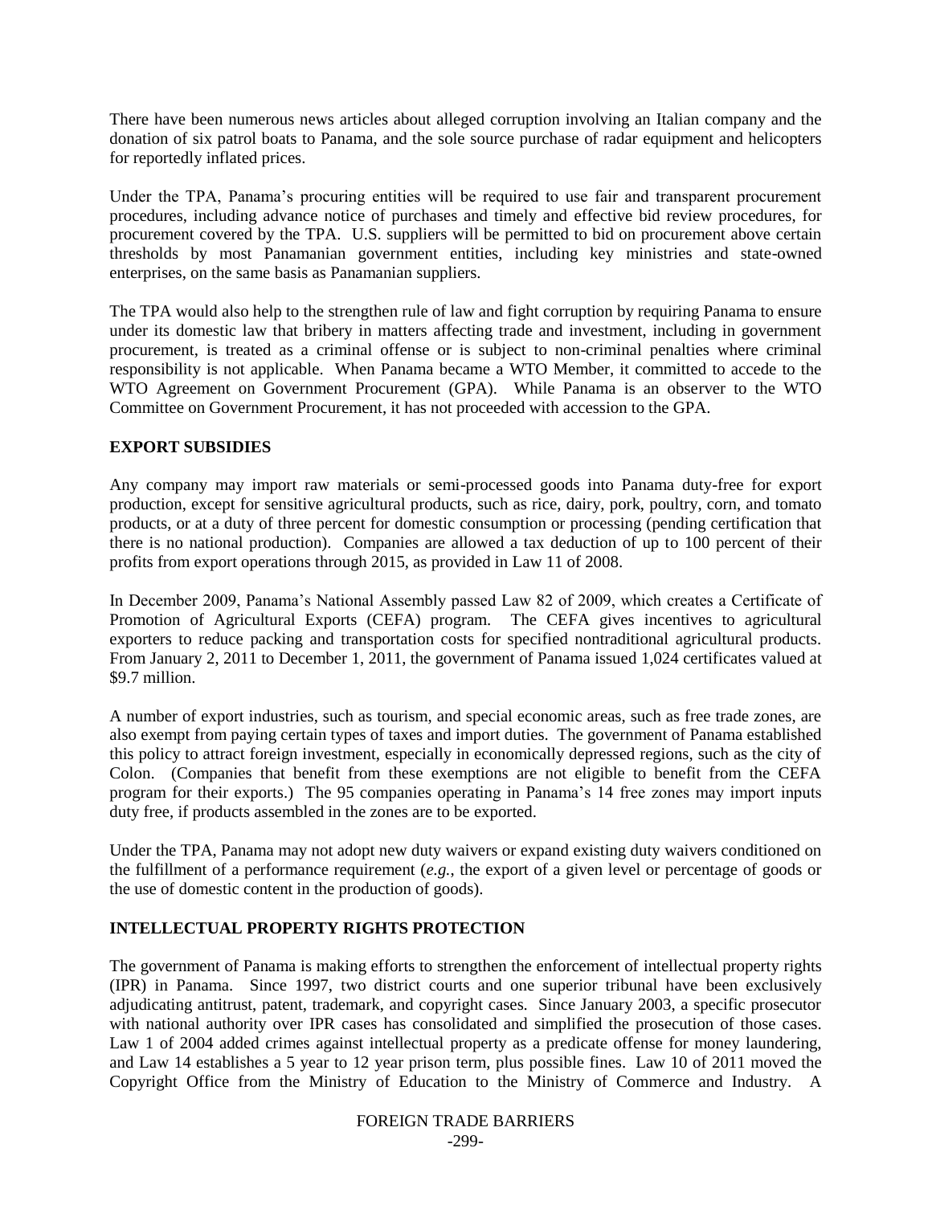There have been numerous news articles about alleged corruption involving an Italian company and the donation of six patrol boats to Panama, and the sole source purchase of radar equipment and helicopters for reportedly inflated prices.

Under the TPA, Panama's procuring entities will be required to use fair and transparent procurement procedures, including advance notice of purchases and timely and effective bid review procedures, for procurement covered by the TPA. U.S. suppliers will be permitted to bid on procurement above certain thresholds by most Panamanian government entities, including key ministries and state-owned enterprises, on the same basis as Panamanian suppliers.

The TPA would also help to the strengthen rule of law and fight corruption by requiring Panama to ensure under its domestic law that bribery in matters affecting trade and investment, including in government procurement, is treated as a criminal offense or is subject to non-criminal penalties where criminal responsibility is not applicable. When Panama became a WTO Member, it committed to accede to the WTO Agreement on Government Procurement (GPA). While Panama is an observer to the WTO Committee on Government Procurement, it has not proceeded with accession to the GPA.

## EXPORT SUBSIDIES

Any company may import raw materials or semi-processed goods into Panama duty-free for export production, except for sensitive agricultural products, such as rice, dairy, pork, poultry, corn, and tomato products, or at a duty of three percent for domestic consumption or processing (pending certification that there is no national production). Companies are allowed a tax deduction of up to 100 percent of their profits from export operations through 2015, as provided in Law 11 of 2008.

In December 2009, Panama's National Assembly passed Law 82 of 2009, which creates a Certificate of Promotion of Agricultural Exports (CEFA) program. The CEFA gives incentives to agricultural exporters to reduce packing and transportation costs for specified nontraditional agricultural products. From January 2, 2011 to December 1, 2011, the government of Panama issued 1,024 certificates valued at \$9.7 million.

A number of export industries, such as tourism, and special economic areas, such as free trade zones, are also exempt from paying certain types of taxes and import duties. The government of Panama established this policy to attract foreign investment, especially in economically depressed regions, such as the city of Colon. (Companies that benefit from these exemptions are not eligible to benefit from the CEFA program for their exports.) The 95 companies operating in Panama's 14 free zones may import inputs duty free, if products assembled in the zones are to be exported.

Under the TPA, Panama may not adopt new duty waivers or expand existing duty waivers conditioned on the fulfillment of a performance requirement (*e.g.*, the export of a given level or percentage of goods or the use of domestic content in the production of goods).

## INTELLECTUAL PROPERTY RIGHTS PROTECTION

The government of Panama is making efforts to strengthen the enforcement of intellectual property rights (IPR) in Panama. Since 1997, two district courts and one superior tribunal have been exclusively adjudicating antitrust, patent, trademark, and copyright cases. Since January 2003, a specific prosecutor with national authority over IPR cases has consolidated and simplified the prosecution of those cases. Law 1 of 2004 added crimes against intellectual property as a predicate offense for money laundering, and Law 14 establishes a 5 year to 12 year prison term, plus possible fines. Law 10 of 2011 moved the Copyright Office from the Ministry of Education to the Ministry of Commerce and Industry. A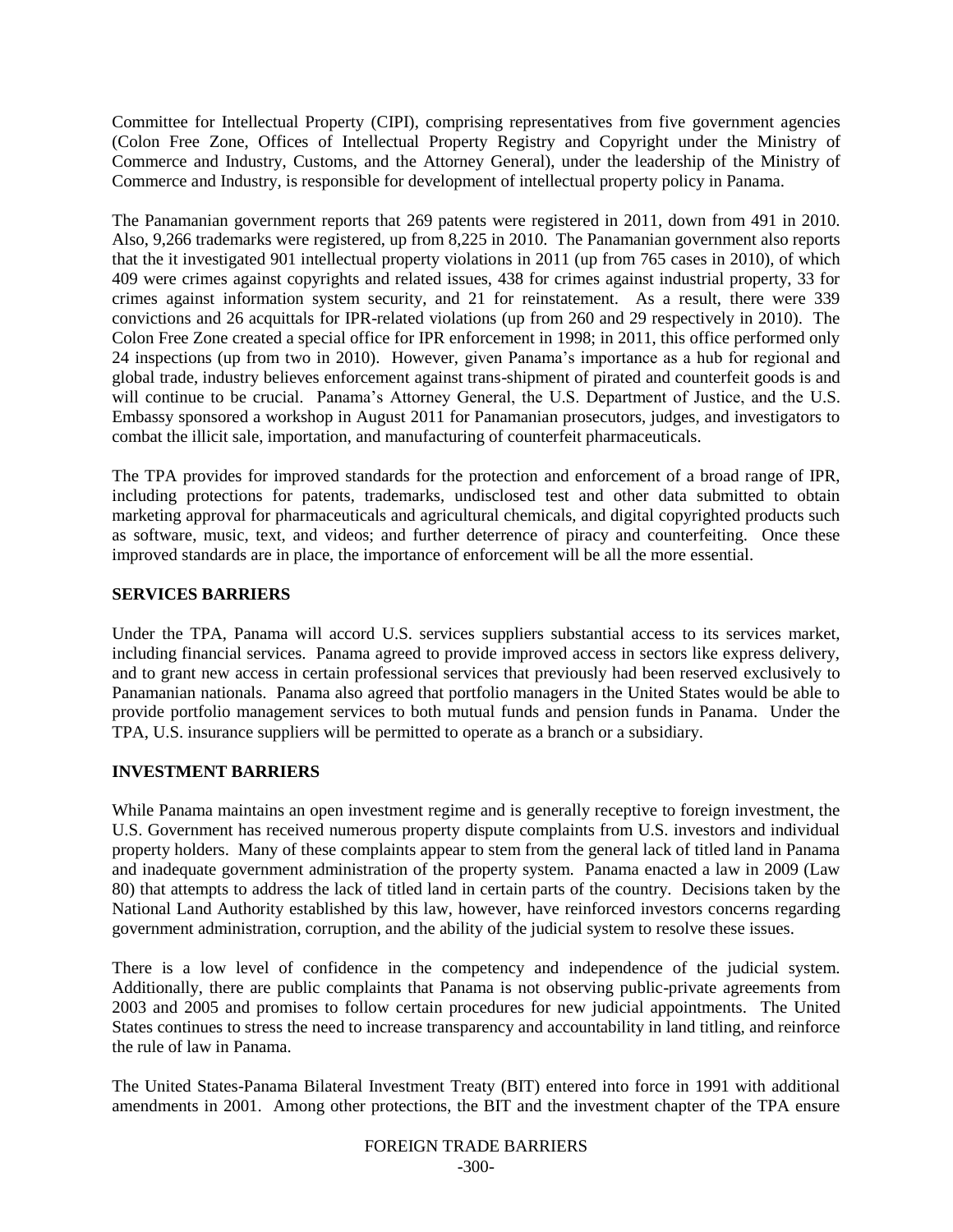Committee for Intellectual Property (CIPI), comprising representatives from five government agencies (Colon Free Zone, Offices of Intellectual Property Registry and Copyright under the Ministry of Commerce and Industry, Customs, and the Attorney General), under the leadership of the Ministry of Commerce and Industry, is responsible for development of intellectual property policy in Panama.

The Panamanian government reports that 269 patents were registered in 2011, down from 491 in 2010. Also, 9,266 trademarks were registered, up from 8,225 in 2010. The Panamanian government also reports that the it investigated 901 intellectual property violations in 2011 (up from 765 cases in 2010), of which 409 were crimes against copyrights and related issues, 438 for crimes against industrial property, 33 for crimes against information system security, and 21 for reinstatement. As a result, there were 339 convictions and 26 acquittals for IPR-related violations (up from 260 and 29 respectively in 2010). The Colon Free Zone created a special office for IPR enforcement in 1998; in 2011, this office performed only 24 inspections (up from two in 2010). However, given Panama's importance as a hub for regional and global trade, industry believes enforcement against trans-shipment of pirated and counterfeit goods is and will continue to be crucial. Panama's Attorney General, the U.S. Department of Justice, and the U.S. Embassy sponsored a workshop in August 2011 for Panamanian prosecutors, judges, and investigators to combat the illicit sale, importation, and manufacturing of counterfeit pharmaceuticals.

The TPA provides for improved standards for the protection and enforcement of a broad range of IPR, including protections for patents, trademarks, undisclosed test and other data submitted to obtain marketing approval for pharmaceuticals and agricultural chemicals, and digital copyrighted products such as software, music, text, and videos; and further deterrence of piracy and counterfeiting. Once these improved standards are in place, the importance of enforcement will be all the more essential.

## SERVICES BARRIERS

Under the TPA, Panama will accord U.S. services suppliers substantial access to its services market, including financial services. Panama agreed to provide improved access in sectors like express delivery, and to grant new access in certain professional services that previously had been reserved exclusively to Panamanian nationals. Panama also agreed that portfolio managers in the United States would be able to provide portfolio management services to both mutual funds and pension funds in Panama. Under the TPA, U.S. insurance suppliers will be permitted to operate as a branch or a subsidiary.

## INVESTMENT BARRIERS

While Panama maintains an open investment regime and is generally receptive to foreign investment, the U.S. Government has received numerous property dispute complaints from U.S. investors and individual property holders. Many of these complaints appear to stem from the general lack of titled land in Panama and inadequate government administration of the property system. Panama enacted a law in 2009 (Law 80) that attempts to address the lack of titled land in certain parts of the country. Decisions taken by the National Land Authority established by this law, however, have reinforced investors concerns regarding government administration, corruption, and the ability of the judicial system to resolve these issues.

There is a low level of confidence in the competency and independence of the judicial system. Additionally, there are public complaints that Panama is not observing public-private agreements from 2003 and 2005 and promises to follow certain procedures for new judicial appointments. The United States continues to stress the need to increase transparency and accountability in land titling, and reinforce the rule of law in Panama.

The United States-Panama Bilateral Investment Treaty (BIT) entered into force in 1991 with additional amendments in 2001. Among other protections, the BIT and the investment chapter of the TPA ensure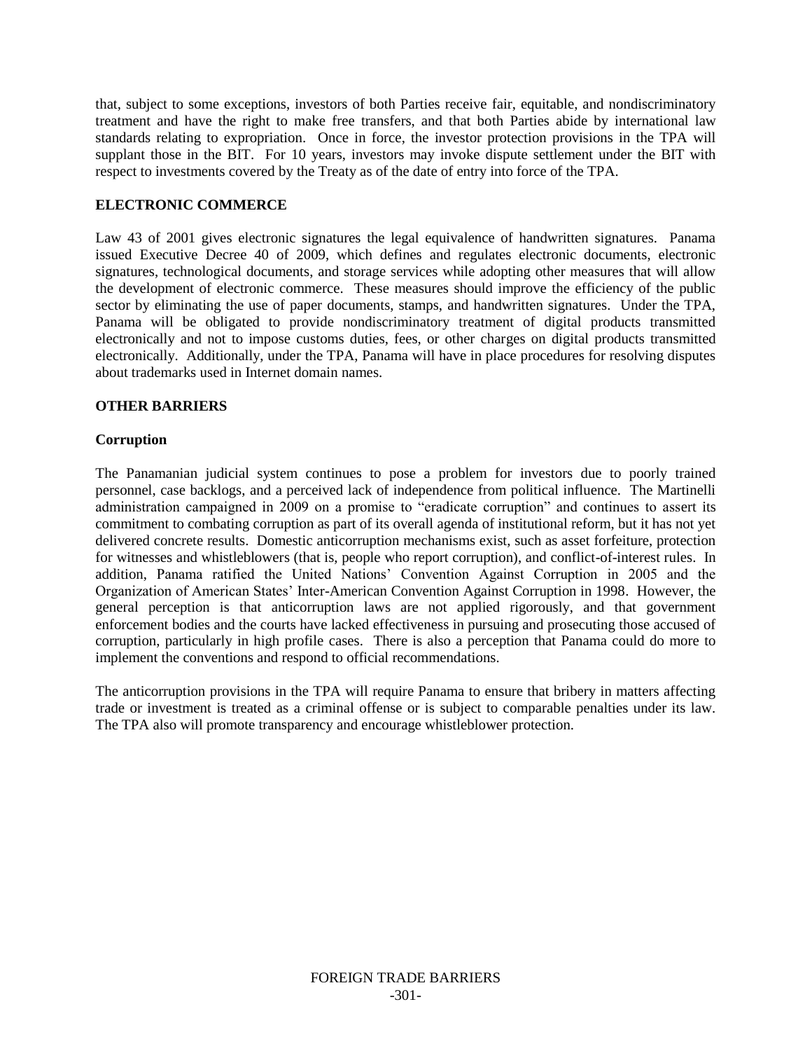that, subject to some exceptions, investors of both Parties receive fair, equitable, and nondiscriminatory treatment and have the right to make free transfers, and that both Parties abide by international law standards relating to expropriation. Once in force, the investor protection provisions in the TPA will supplant those in the BIT. For 10 years, investors may invoke dispute settlement under the BIT with respect to investments covered by the Treaty as of the date of entry into force of the TPA.

## ELECTRONIC COMMERCE

Law 43 of 2001 gives electronic signatures the legal equivalence of handwritten signatures. Panama issued Executive Decree 40 of 2009, which defines and regulates electronic documents, electronic signatures, technological documents, and storage services while adopting other measures that will allow the development of electronic commerce. These measures should improve the efficiency of the public sector by eliminating the use of paper documents, stamps, and handwritten signatures. Under the TPA, Panama will be obligated to provide nondiscriminatory treatment of digital products transmitted electronically and not to impose customs duties, fees, or other charges on digital products transmitted electronically. Additionally, under the TPA, Panama will have in place procedures for resolving disputes about trademarks used in Internet domain names.

## OTHER BARRIERS

### Corruption

The Panamanian judicial system continues to pose a problem for investors due to poorly trained personnel, case backlogs, and a perceived lack of independence from political influence. The Martinelli administration campaigned in 2009 on a promise to "eradicate corruption" and continues to assert its commitment to combating corruption as part of its overall agenda of institutional reform, but it has not yet delivered concrete results. Domestic anticorruption mechanisms exist, such as asset forfeiture, protection for witnesses and whistleblowers (that is, people who report corruption), and conflict-of-interest rules. In addition, Panama ratified the United Nations' Convention Against Corruption in 2005 and the Organization of American States' Inter-American Convention Against Corruption in 1998. However, the general perception is that anticorruption laws are not applied rigorously, and that government enforcement bodies and the courts have lacked effectiveness in pursuing and prosecuting those accused of corruption, particularly in high profile cases. There is also a perception that Panama could do more to implement the conventions and respond to official recommendations.

The anticorruption provisions in the TPA will require Panama to ensure that bribery in matters affecting trade or investment is treated as a criminal offense or is subject to comparable penalties under its law. The TPA also will promote transparency and encourage whistleblower protection.